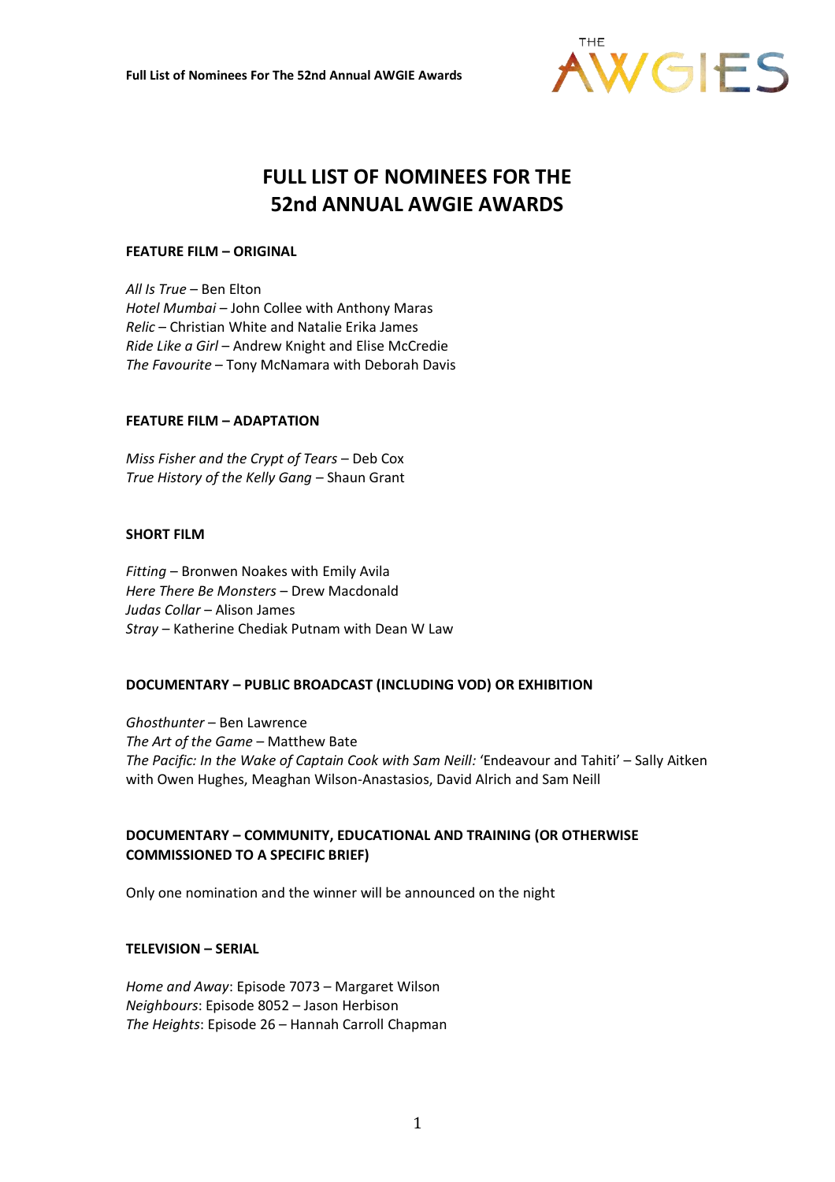# FULL LIST OF NOMINEES FOR THE 52nd ANNUAL AWGIE AWARDS

**FEATURE FILM – ORIGINAL**

*All Is True* – Ben Elton
*Hotel Mumbai* – John Collee with Anthony Maras
*Relic* – Christian White and Natalie Erika James
*Ride Like a Girl* – Andrew Knight and Elise McCredie
*The Favourite* – Tony McNamara with Deborah Davis

**FEATURE FILM – ADAPTATION**

*Miss Fisher and the Crypt of Tears* – Deb Cox
*True History of the Kelly Gang* – Shaun Grant

**SHORT FILM**

*Fitting* – Bronwen Noakes with Emily Avila
*Here There Be Monsters* – Drew Macdonald
*Judas Collar* – Alison James
*Stray* – Katherine Chediak Putnam with Dean W Law

**DOCUMENTARY – PUBLIC BROADCAST (INCLUDING VOD) OR EXHIBITION**

*Ghosthunter* – Ben Lawrence
*The Art of the Game* – Matthew Bate
*The Pacific: In the Wake of Captain Cook with Sam Neill:* 'Endeavour and Tahiti' – Sally Aitken with Owen Hughes, Meaghan Wilson-Anastasios, David Alrich and Sam Neill

**DOCUMENTARY – COMMUNITY, EDUCATIONAL AND TRAINING (OR OTHERWISE COMMISSIONED TO A SPECIFIC BRIEF)**

Only one nomination and the winner will be announced on the night

**TELEVISION – SERIAL**

*Home and Away*: Episode 7073 – Margaret Wilson
*Neighbours*: Episode 8052 – Jason Herbison
*The Heights*: Episode 26 – Hannah Carroll Chapman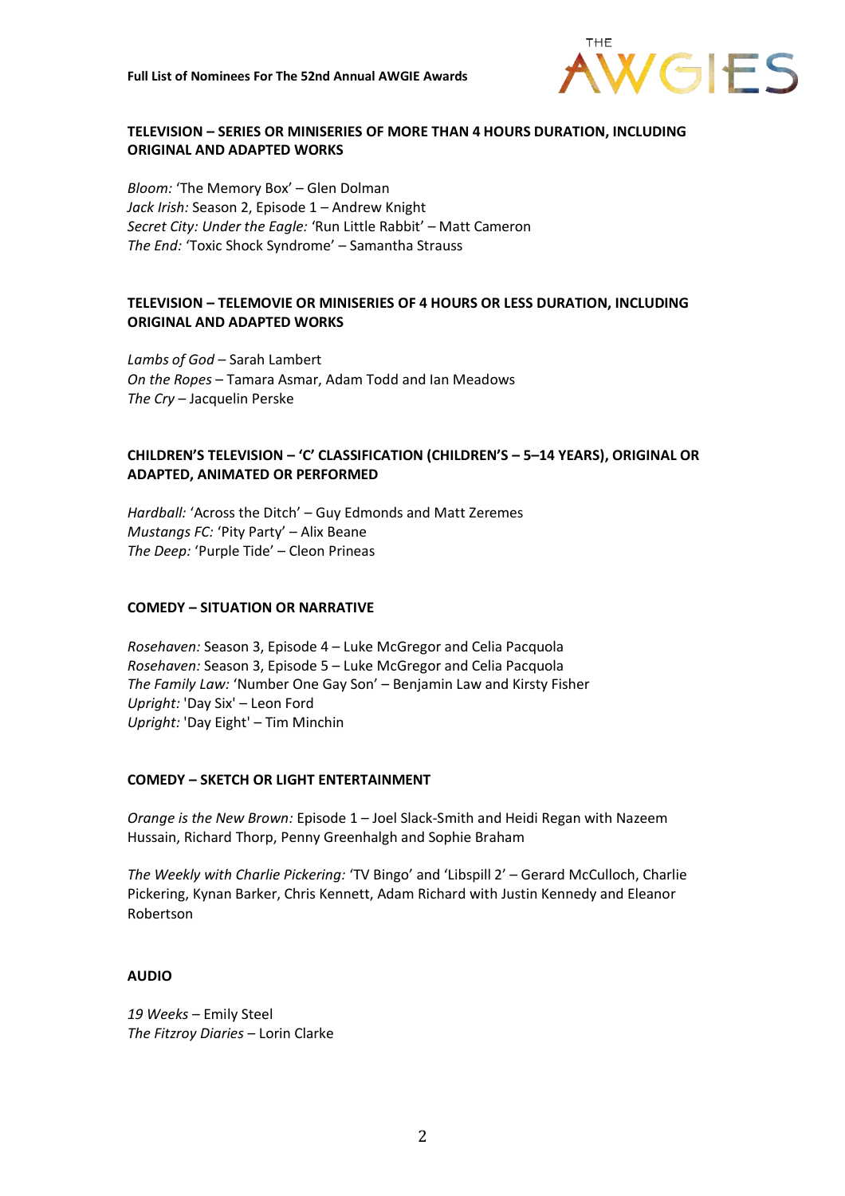### TELEVISION – SERIES OR MINISERIES OF MORE THAN 4 HOURS DURATION, INCLUDING ORIGINAL AND ADAPTED WORKS

*Bloom:* 'The Memory Box' – Glen Dolman
*Jack Irish:* Season 2, Episode 1 – Andrew Knight
*Secret City: Under the Eagle:* 'Run Little Rabbit' – Matt Cameron
*The End:* 'Toxic Shock Syndrome' – Samantha Strauss

### TELEVISION – TELEMOVIE OR MINISERIES OF 4 HOURS OR LESS DURATION, INCLUDING ORIGINAL AND ADAPTED WORKS

*Lambs of God* – Sarah Lambert
*On the Ropes* – Tamara Asmar, Adam Todd and Ian Meadows
*The Cry* – Jacquelin Perske

### CHILDREN'S TELEVISION – 'C' CLASSIFICATION (CHILDREN'S – 5–14 YEARS), ORIGINAL OR ADAPTED, ANIMATED OR PERFORMED

*Hardball:* 'Across the Ditch' – Guy Edmonds and Matt Zeremes
*Mustangs FC:* 'Pity Party' – Alix Beane
*The Deep:* 'Purple Tide' – Cleon Prineas

### COMEDY – SITUATION OR NARRATIVE

*Rosehaven:* Season 3, Episode 4 – Luke McGregor and Celia Pacquola
*Rosehaven:* Season 3, Episode 5 – Luke McGregor and Celia Pacquola
*The Family Law:* 'Number One Gay Son' – Benjamin Law and Kirsty Fisher
*Upright:* 'Day Six' – Leon Ford
*Upright:* 'Day Eight' – Tim Minchin

### COMEDY – SKETCH OR LIGHT ENTERTAINMENT

*Orange is the New Brown:* Episode 1 – Joel Slack-Smith and Heidi Regan with Nazeem Hussain, Richard Thorp, Penny Greenhalgh and Sophie Braham

*The Weekly with Charlie Pickering:* 'TV Bingo' and 'Libspill 2' – Gerard McCulloch, Charlie Pickering, Kynan Barker, Chris Kennett, Adam Richard with Justin Kennedy and Eleanor Robertson

### AUDIO

*19 Weeks* – Emily Steel
*The Fitzroy Diaries* – Lorin Clarke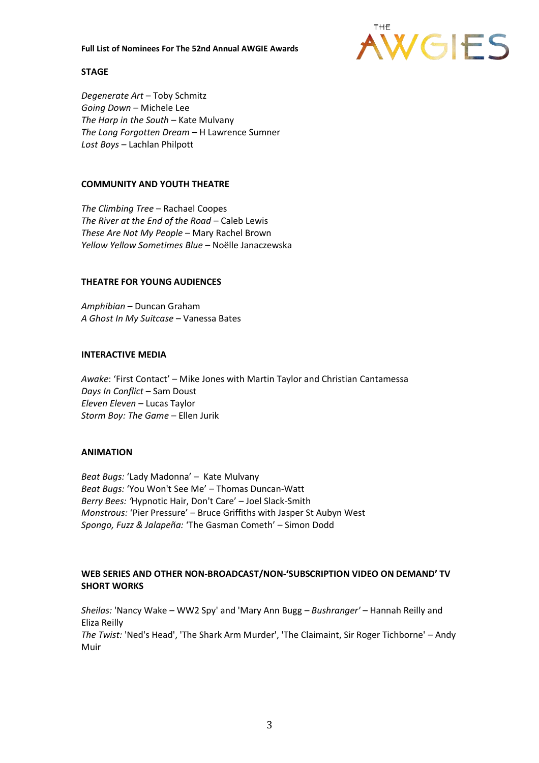**Full List of Nominees For The 52nd Annual AWGIE Awards**

## STAGE

*Degenerate Art* – Toby Schmitz
*Going Down* – Michele Lee
*The Harp in the South* – Kate Mulvany
*The Long Forgotten Dream* – H Lawrence Sumner
*Lost Boys* – Lachlan Philpott

## COMMUNITY AND YOUTH THEATRE

*The Climbing Tree* – Rachael Coopes
*The River at the End of the Road* – Caleb Lewis
*These Are Not My People* – Mary Rachel Brown
*Yellow Yellow Sometimes Blue* – Noëlle Janaczewska

## THEATRE FOR YOUNG AUDIENCES

*Amphibian* – Duncan Graham
*A Ghost In My Suitcase* – Vanessa Bates

## INTERACTIVE MEDIA

*Awake*: 'First Contact' – Mike Jones with Martin Taylor and Christian Cantamessa
*Days In Conflict* – Sam Doust
*Eleven Eleven* – Lucas Taylor
*Storm Boy: The Game* – Ellen Jurik

## ANIMATION

*Beat Bugs:* 'Lady Madonna' – Kate Mulvany
*Beat Bugs:* 'You Won't See Me' – Thomas Duncan-Watt
*Berry Bees:* 'Hypnotic Hair, Don't Care' – Joel Slack-Smith
*Monstrous:* 'Pier Pressure' – Bruce Griffiths with Jasper St Aubyn West
*Spongo, Fuzz & Jalapeña:* 'The Gasman Cometh' – Simon Dodd

## WEB SERIES AND OTHER NON-BROADCAST/NON-'SUBSCRIPTION VIDEO ON DEMAND' TV SHORT WORKS

*Sheilas:* 'Nancy Wake – WW2 Spy' and 'Mary Ann Bugg – *Bushranger*' – Hannah Reilly and Eliza Reilly
*The Twist:* 'Ned's Head', 'The Shark Arm Murder', 'The Claimaint, Sir Roger Tichborne' – Andy Muir